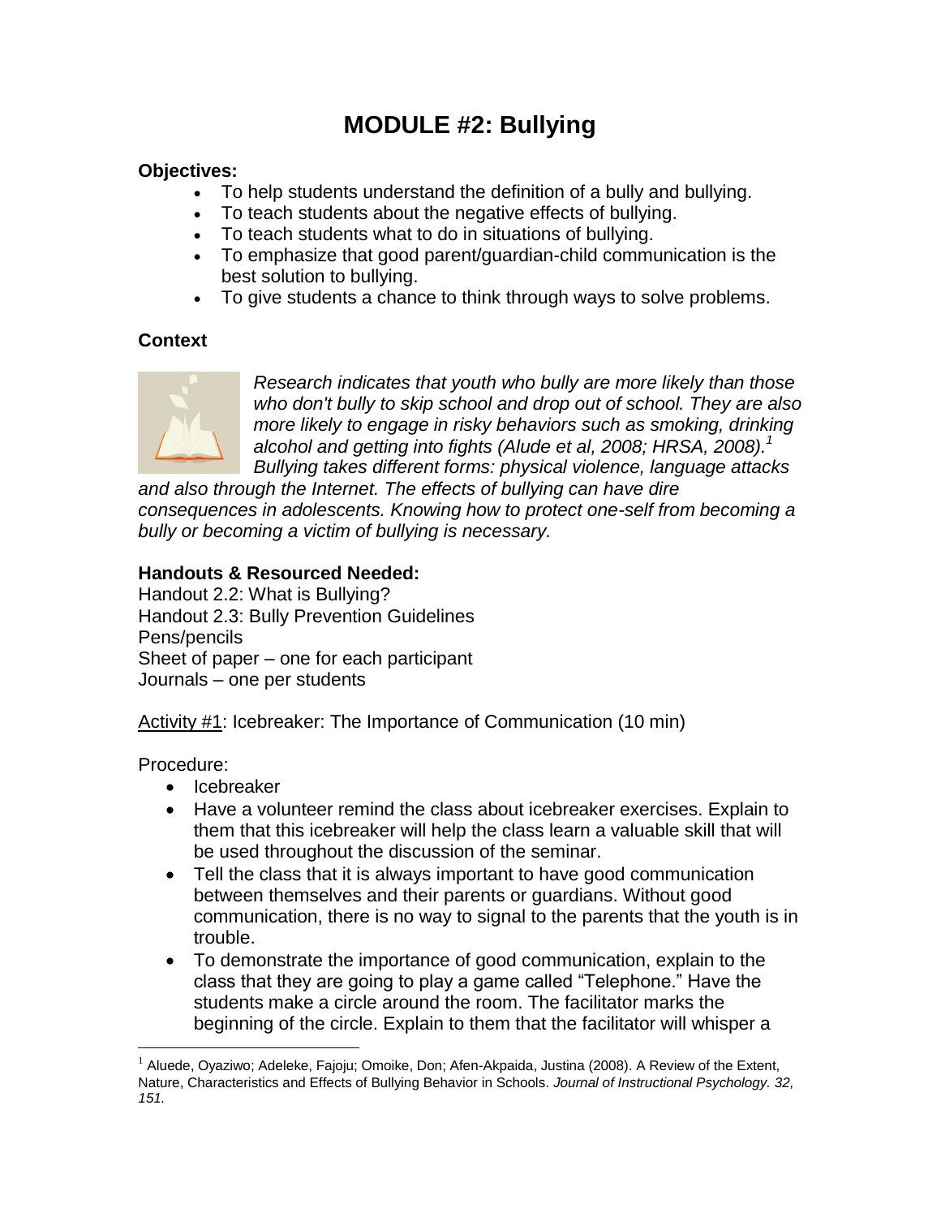# MODULE #2: Bullying

**Objectives:**

- To help students understand the definition of a bully and bullying.
- To teach students about the negative effects of bullying.
- To teach students what to do in situations of bullying.
- To emphasize that good parent/guardian-child communication is the best solution to bullying.
- To give students a chance to think through ways to solve problems.

**Context**

*Research indicates that youth who bully are more likely than those who don't bully to skip school and drop out of school. They are also more likely to engage in risky behaviors such as smoking, drinking alcohol and getting into fights (Alude et al, 2008; HRSA, 2008).*[1] *Bullying takes different forms: physical violence, language attacks and also through the Internet. The effects of bullying can have dire consequences in adolescents. Knowing how to protect one-self from becoming a bully or becoming a victim of bullying is necessary.*

**Handouts & Resourced Needed:**

Handout 2.2: What is Bullying?
Handout 2.3: Bully Prevention Guidelines
Pens/pencils
Sheet of paper – one for each participant
Journals – one per students

<u>Activity #1</u>: Icebreaker: The Importance of Communication (10 min)

Procedure:

- Icebreaker
- Have a volunteer remind the class about icebreaker exercises. Explain to them that this icebreaker will help the class learn a valuable skill that will be used throughout the discussion of the seminar.
- Tell the class that it is always important to have good communication between themselves and their parents or guardians. Without good communication, there is no way to signal to the parents that the youth is in trouble.
- To demonstrate the importance of good communication, explain to the class that they are going to play a game called "Telephone." Have the students make a circle around the room. The facilitator marks the beginning of the circle. Explain to them that the facilitator will whisper a

---

[1] Aluede, Oyaziwo; Adeleke, Fajoju; Omoike, Don; Afen-Akpaida, Justina (2008). A Review of the Extent, Nature, Characteristics and Effects of Bullying Behavior in Schools. *Journal of Instructional Psychology. 32, 151.*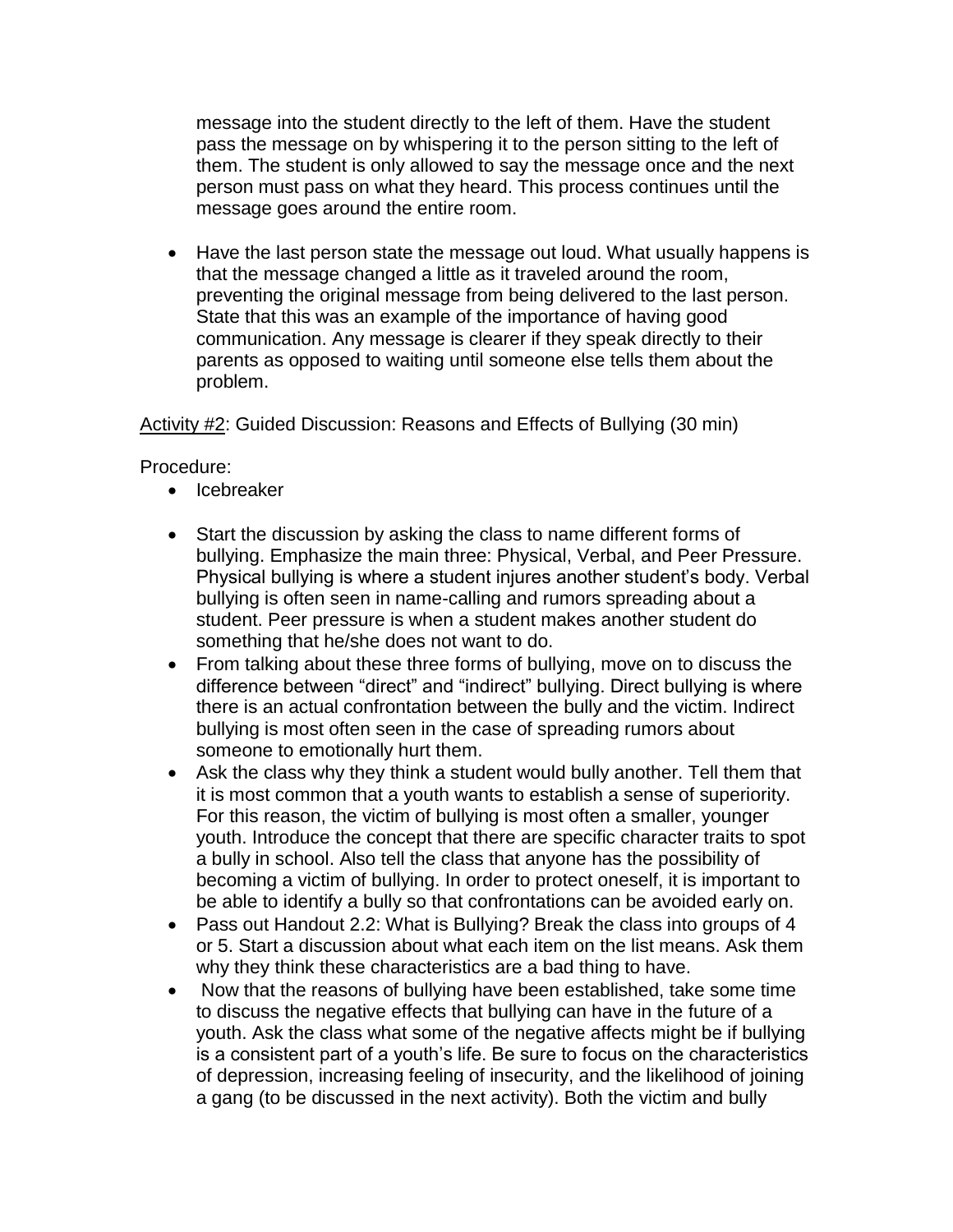message into the student directly to the left of them. Have the student pass the message on by whispering it to the person sitting to the left of them. The student is only allowed to say the message once and the next person must pass on what they heard. This process continues until the message goes around the entire room.

- Have the last person state the message out loud. What usually happens is that the message changed a little as it traveled around the room, preventing the original message from being delivered to the last person. State that this was an example of the importance of having good communication. Any message is clearer if they speak directly to their parents as opposed to waiting until someone else tells them about the problem.

<u>Activity #2</u>: Guided Discussion: Reasons and Effects of Bullying (30 min)

Procedure:

- Icebreaker

- Start the discussion by asking the class to name different forms of bullying. Emphasize the main three: Physical, Verbal, and Peer Pressure. Physical bullying is where a student injures another student's body. Verbal bullying is often seen in name-calling and rumors spreading about a student. Peer pressure is when a student makes another student do something that he/she does not want to do.
- From talking about these three forms of bullying, move on to discuss the difference between "direct" and "indirect" bullying. Direct bullying is where there is an actual confrontation between the bully and the victim. Indirect bullying is most often seen in the case of spreading rumors about someone to emotionally hurt them.
- Ask the class why they think a student would bully another. Tell them that it is most common that a youth wants to establish a sense of superiority. For this reason, the victim of bullying is most often a smaller, younger youth. Introduce the concept that there are specific character traits to spot a bully in school. Also tell the class that anyone has the possibility of becoming a victim of bullying. In order to protect oneself, it is important to be able to identify a bully so that confrontations can be avoided early on.
- Pass out Handout 2.2: What is Bullying? Break the class into groups of 4 or 5. Start a discussion about what each item on the list means. Ask them why they think these characteristics are a bad thing to have.
- Now that the reasons of bullying have been established, take some time to discuss the negative effects that bullying can have in the future of a youth. Ask the class what some of the negative affects might be if bullying is a consistent part of a youth's life. Be sure to focus on the characteristics of depression, increasing feeling of insecurity, and the likelihood of joining a gang (to be discussed in the next activity). Both the victim and bully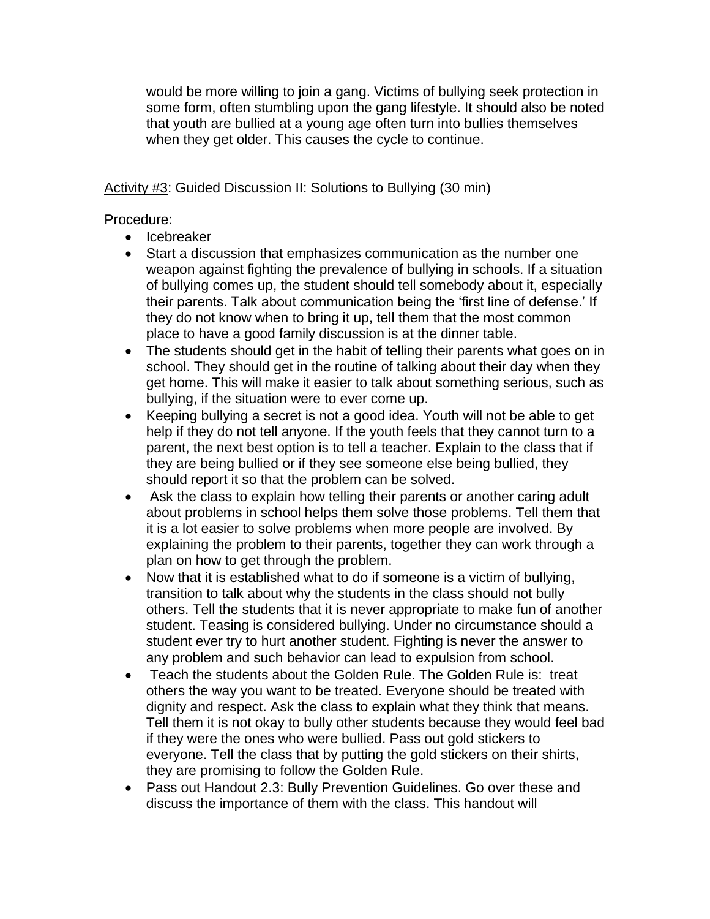would be more willing to join a gang. Victims of bullying seek protection in some form, often stumbling upon the gang lifestyle. It should also be noted that youth are bullied at a young age often turn into bullies themselves when they get older. This causes the cycle to continue.

<u>Activity #3</u>: Guided Discussion II: Solutions to Bullying (30 min)

Procedure:

- Icebreaker
- Start a discussion that emphasizes communication as the number one weapon against fighting the prevalence of bullying in schools. If a situation of bullying comes up, the student should tell somebody about it, especially their parents. Talk about communication being the 'first line of defense.' If they do not know when to bring it up, tell them that the most common place to have a good family discussion is at the dinner table.
- The students should get in the habit of telling their parents what goes on in school. They should get in the routine of talking about their day when they get home. This will make it easier to talk about something serious, such as bullying, if the situation were to ever come up.
- Keeping bullying a secret is not a good idea. Youth will not be able to get help if they do not tell anyone. If the youth feels that they cannot turn to a parent, the next best option is to tell a teacher. Explain to the class that if they are being bullied or if they see someone else being bullied, they should report it so that the problem can be solved.
- Ask the class to explain how telling their parents or another caring adult about problems in school helps them solve those problems. Tell them that it is a lot easier to solve problems when more people are involved. By explaining the problem to their parents, together they can work through a plan on how to get through the problem.
- Now that it is established what to do if someone is a victim of bullying, transition to talk about why the students in the class should not bully others. Tell the students that it is never appropriate to make fun of another student. Teasing is considered bullying. Under no circumstance should a student ever try to hurt another student. Fighting is never the answer to any problem and such behavior can lead to expulsion from school.
- Teach the students about the Golden Rule. The Golden Rule is: treat others the way you want to be treated. Everyone should be treated with dignity and respect. Ask the class to explain what they think that means. Tell them it is not okay to bully other students because they would feel bad if they were the ones who were bullied. Pass out gold stickers to everyone. Tell the class that by putting the gold stickers on their shirts, they are promising to follow the Golden Rule.
- Pass out Handout 2.3: Bully Prevention Guidelines. Go over these and discuss the importance of them with the class. This handout will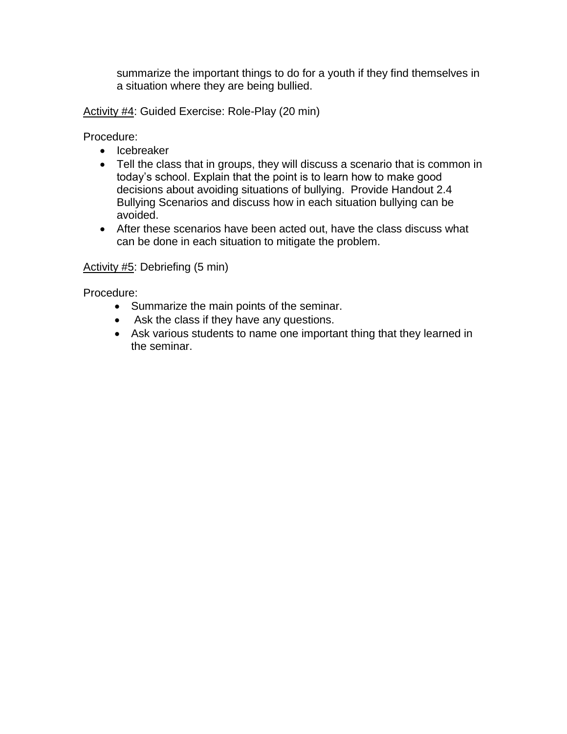summarize the important things to do for a youth if they find themselves in a situation where they are being bullied.

<u>Activity #4</u>: Guided Exercise: Role-Play (20 min)

Procedure:

- Icebreaker
- Tell the class that in groups, they will discuss a scenario that is common in today's school. Explain that the point is to learn how to make good decisions about avoiding situations of bullying. Provide Handout 2.4 Bullying Scenarios and discuss how in each situation bullying can be avoided.
- After these scenarios have been acted out, have the class discuss what can be done in each situation to mitigate the problem.

<u>Activity #5</u>: Debriefing (5 min)

Procedure:

- Summarize the main points of the seminar.
- Ask the class if they have any questions.
- Ask various students to name one important thing that they learned in the seminar.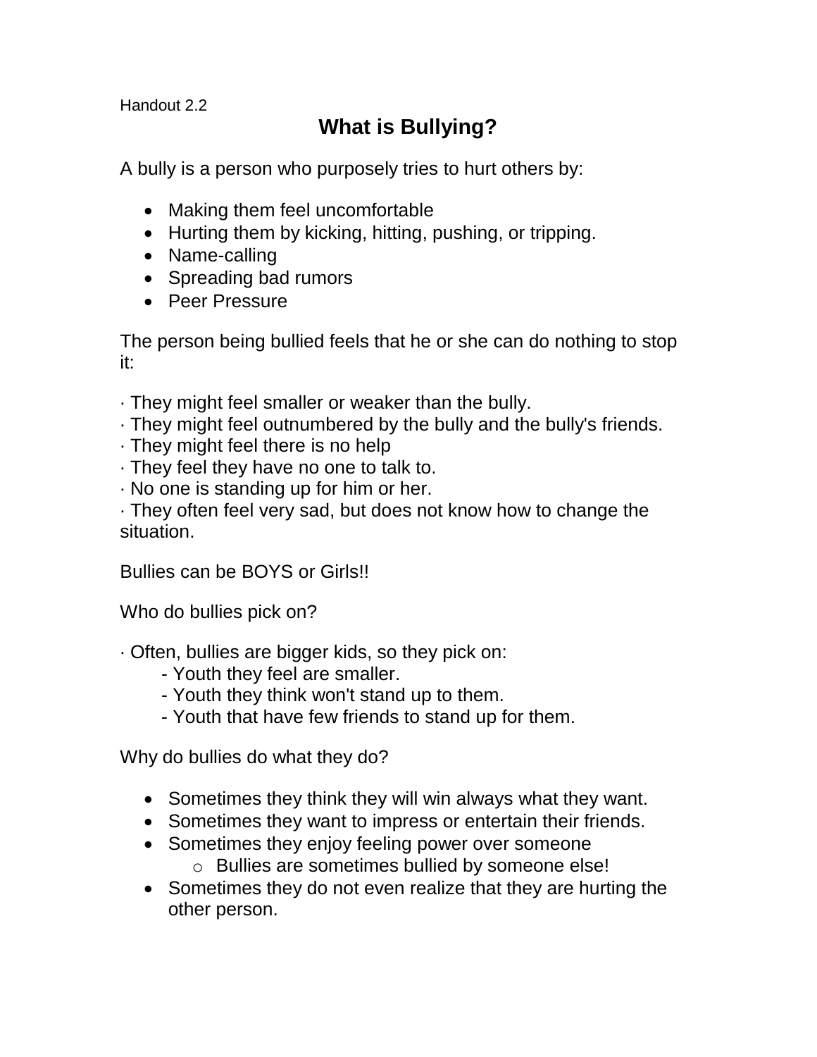Handout 2.2

# What is Bullying?

A bully is a person who purposely tries to hurt others by:

- Making them feel uncomfortable
- Hurting them by kicking, hitting, pushing, or tripping.
- Name-calling
- Spreading bad rumors
- Peer Pressure

The person being bullied feels that he or she can do nothing to stop it:

· They might feel smaller or weaker than the bully.
· They might feel outnumbered by the bully and the bully's friends.
· They might feel there is no help
· They feel they have no one to talk to.
· No one is standing up for him or her.
· They often feel very sad, but does not know how to change the situation.

Bullies can be BOYS or Girls!!

Who do bullies pick on?

· Often, bullies are bigger kids, so they pick on:
  - Youth they feel are smaller.
  - Youth they think won't stand up to them.
  - Youth that have few friends to stand up for them.

Why do bullies do what they do?

- Sometimes they think they will win always what they want.
- Sometimes they want to impress or entertain their friends.
- Sometimes they enjoy feeling power over someone
  - Bullies are sometimes bullied by someone else!
- Sometimes they do not even realize that they are hurting the other person.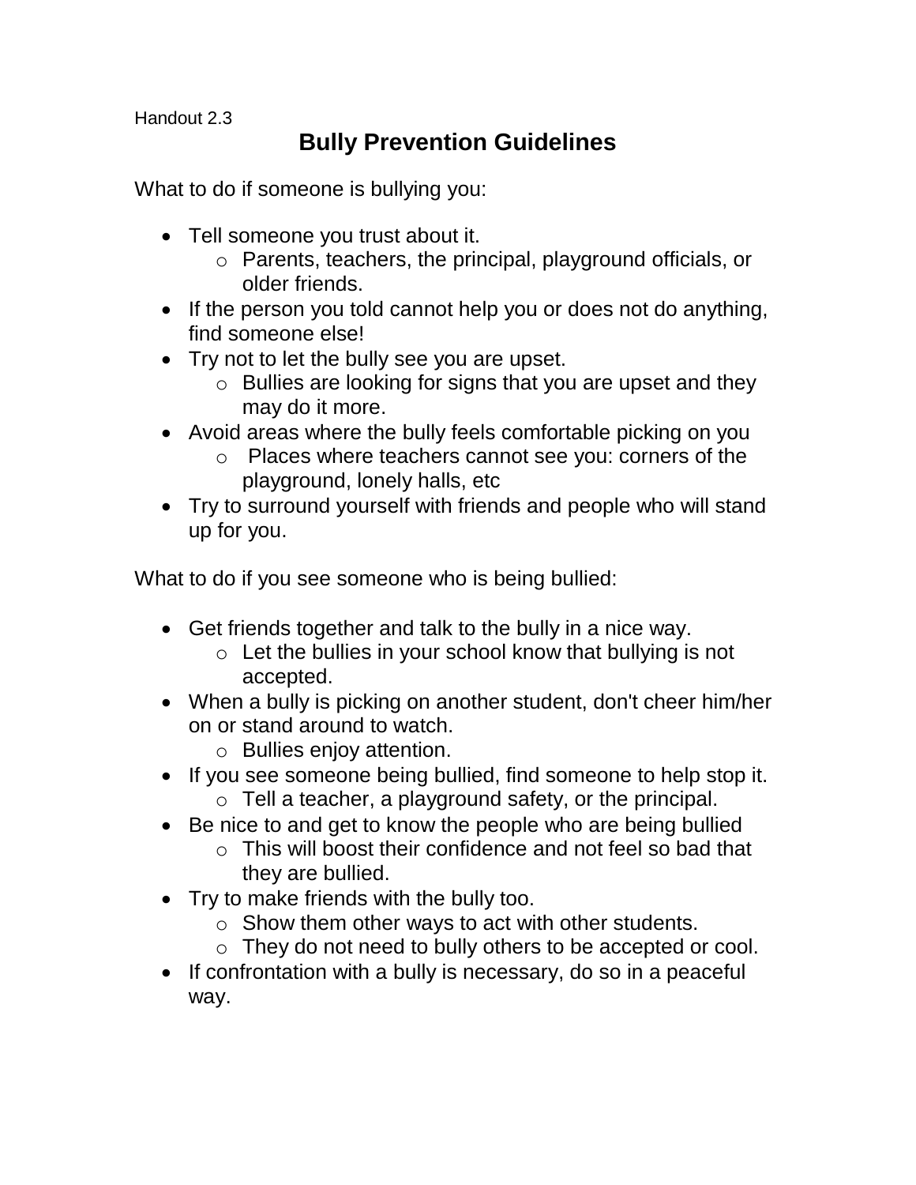Handout 2.3

# Bully Prevention Guidelines

What to do if someone is bullying you:

- Tell someone you trust about it.
  - Parents, teachers, the principal, playground officials, or older friends.
- If the person you told cannot help you or does not do anything, find someone else!
- Try not to let the bully see you are upset.
  - Bullies are looking for signs that you are upset and they may do it more.
- Avoid areas where the bully feels comfortable picking on you
  - Places where teachers cannot see you: corners of the playground, lonely halls, etc
- Try to surround yourself with friends and people who will stand up for you.

What to do if you see someone who is being bullied:

- Get friends together and talk to the bully in a nice way.
  - Let the bullies in your school know that bullying is not accepted.
- When a bully is picking on another student, don't cheer him/her on or stand around to watch.
  - Bullies enjoy attention.
- If you see someone being bullied, find someone to help stop it.
  - Tell a teacher, a playground safety, or the principal.
- Be nice to and get to know the people who are being bullied
  - This will boost their confidence and not feel so bad that they are bullied.
- Try to make friends with the bully too.
  - Show them other ways to act with other students.
  - They do not need to bully others to be accepted or cool.
- If confrontation with a bully is necessary, do so in a peaceful way.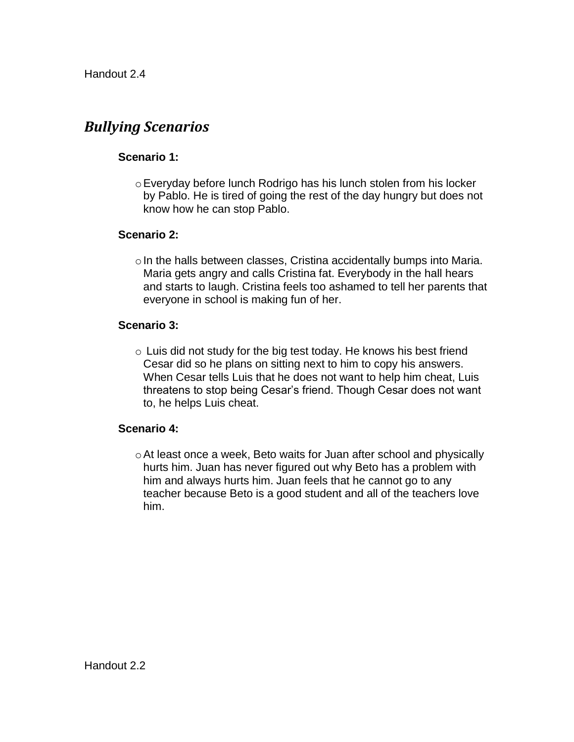Handout 2.4

## *Bullying Scenarios*

**Scenario 1:**

- Everyday before lunch Rodrigo has his lunch stolen from his locker by Pablo. He is tired of going the rest of the day hungry but does not know how he can stop Pablo.

**Scenario 2:**

- In the halls between classes, Cristina accidentally bumps into Maria. Maria gets angry and calls Cristina fat. Everybody in the hall hears and starts to laugh. Cristina feels too ashamed to tell her parents that everyone in school is making fun of her.

**Scenario 3:**

- Luis did not study for the big test today. He knows his best friend Cesar did so he plans on sitting next to him to copy his answers. When Cesar tells Luis that he does not want to help him cheat, Luis threatens to stop being Cesar's friend. Though Cesar does not want to, he helps Luis cheat.

**Scenario 4:**

- At least once a week, Beto waits for Juan after school and physically hurts him. Juan has never figured out why Beto has a problem with him and always hurts him. Juan feels that he cannot go to any teacher because Beto is a good student and all of the teachers love him.

Handout 2.2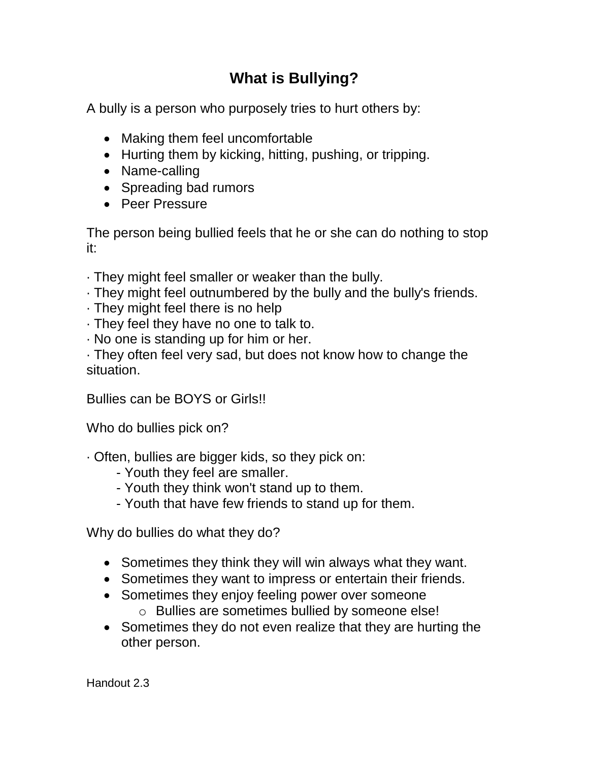# What is Bullying?

A bully is a person who purposely tries to hurt others by:

- Making them feel uncomfortable
- Hurting them by kicking, hitting, pushing, or tripping.
- Name-calling
- Spreading bad rumors
- Peer Pressure

The person being bullied feels that he or she can do nothing to stop it:

· They might feel smaller or weaker than the bully.
· They might feel outnumbered by the bully and the bully's friends.
· They might feel there is no help
· They feel they have no one to talk to.
· No one is standing up for him or her.
· They often feel very sad, but does not know how to change the situation.

Bullies can be BOYS or Girls!!

Who do bullies pick on?

· Often, bullies are bigger kids, so they pick on:
  - Youth they feel are smaller.
  - Youth they think won't stand up to them.
  - Youth that have few friends to stand up for them.

Why do bullies do what they do?

- Sometimes they think they will win always what they want.
- Sometimes they want to impress or entertain their friends.
- Sometimes they enjoy feeling power over someone
  - Bullies are sometimes bullied by someone else!
- Sometimes they do not even realize that they are hurting the other person.

Handout 2.3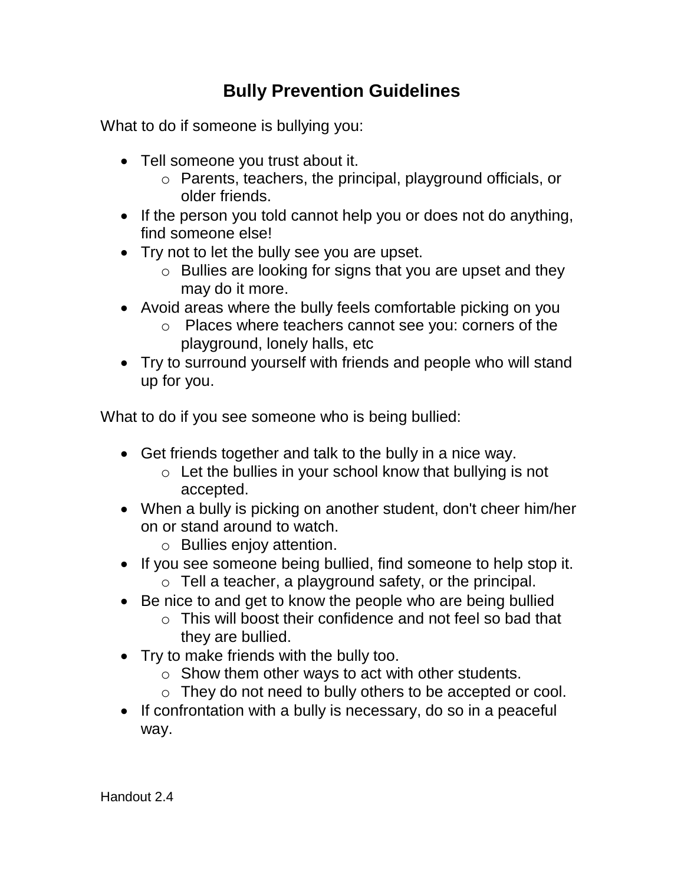# Bully Prevention Guidelines

What to do if someone is bullying you:

- Tell someone you trust about it.
  - Parents, teachers, the principal, playground officials, or older friends.
- If the person you told cannot help you or does not do anything, find someone else!
- Try not to let the bully see you are upset.
  - Bullies are looking for signs that you are upset and they may do it more.
- Avoid areas where the bully feels comfortable picking on you
  - Places where teachers cannot see you: corners of the playground, lonely halls, etc
- Try to surround yourself with friends and people who will stand up for you.

What to do if you see someone who is being bullied:

- Get friends together and talk to the bully in a nice way.
  - Let the bullies in your school know that bullying is not accepted.
- When a bully is picking on another student, don't cheer him/her on or stand around to watch.
  - Bullies enjoy attention.
- If you see someone being bullied, find someone to help stop it.
  - Tell a teacher, a playground safety, or the principal.
- Be nice to and get to know the people who are being bullied
  - This will boost their confidence and not feel so bad that they are bullied.
- Try to make friends with the bully too.
  - Show them other ways to act with other students.
  - They do not need to bully others to be accepted or cool.
- If confrontation with a bully is necessary, do so in a peaceful way.

Handout 2.4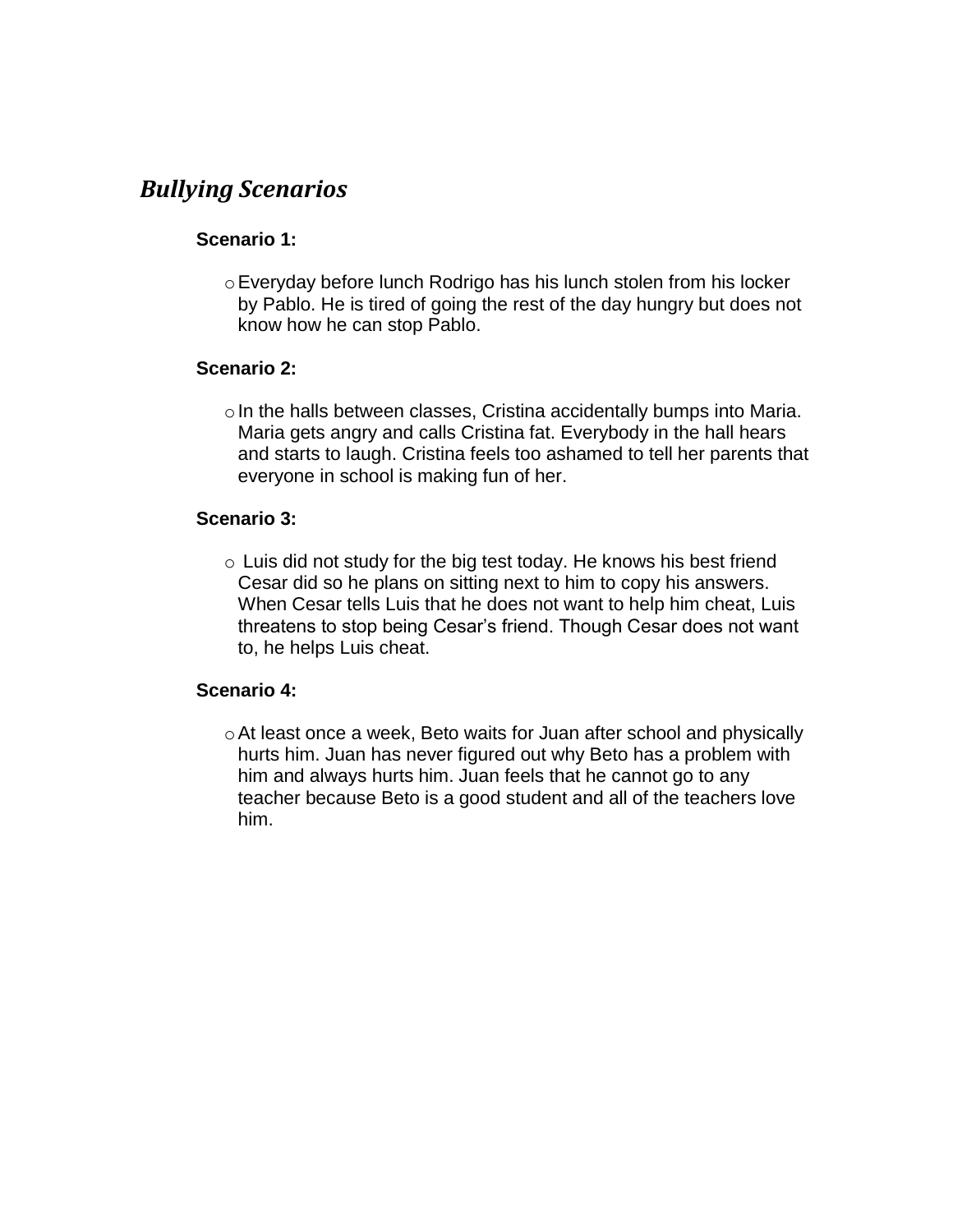## *Bullying Scenarios*

**Scenario 1:**

- Everyday before lunch Rodrigo has his lunch stolen from his locker by Pablo. He is tired of going the rest of the day hungry but does not know how he can stop Pablo.

**Scenario 2:**

- In the halls between classes, Cristina accidentally bumps into Maria. Maria gets angry and calls Cristina fat. Everybody in the hall hears and starts to laugh. Cristina feels too ashamed to tell her parents that everyone in school is making fun of her.

**Scenario 3:**

- Luis did not study for the big test today. He knows his best friend Cesar did so he plans on sitting next to him to copy his answers. When Cesar tells Luis that he does not want to help him cheat, Luis threatens to stop being Cesar's friend. Though Cesar does not want to, he helps Luis cheat.

**Scenario 4:**

- At least once a week, Beto waits for Juan after school and physically hurts him. Juan has never figured out why Beto has a problem with him and always hurts him. Juan feels that he cannot go to any teacher because Beto is a good student and all of the teachers love him.